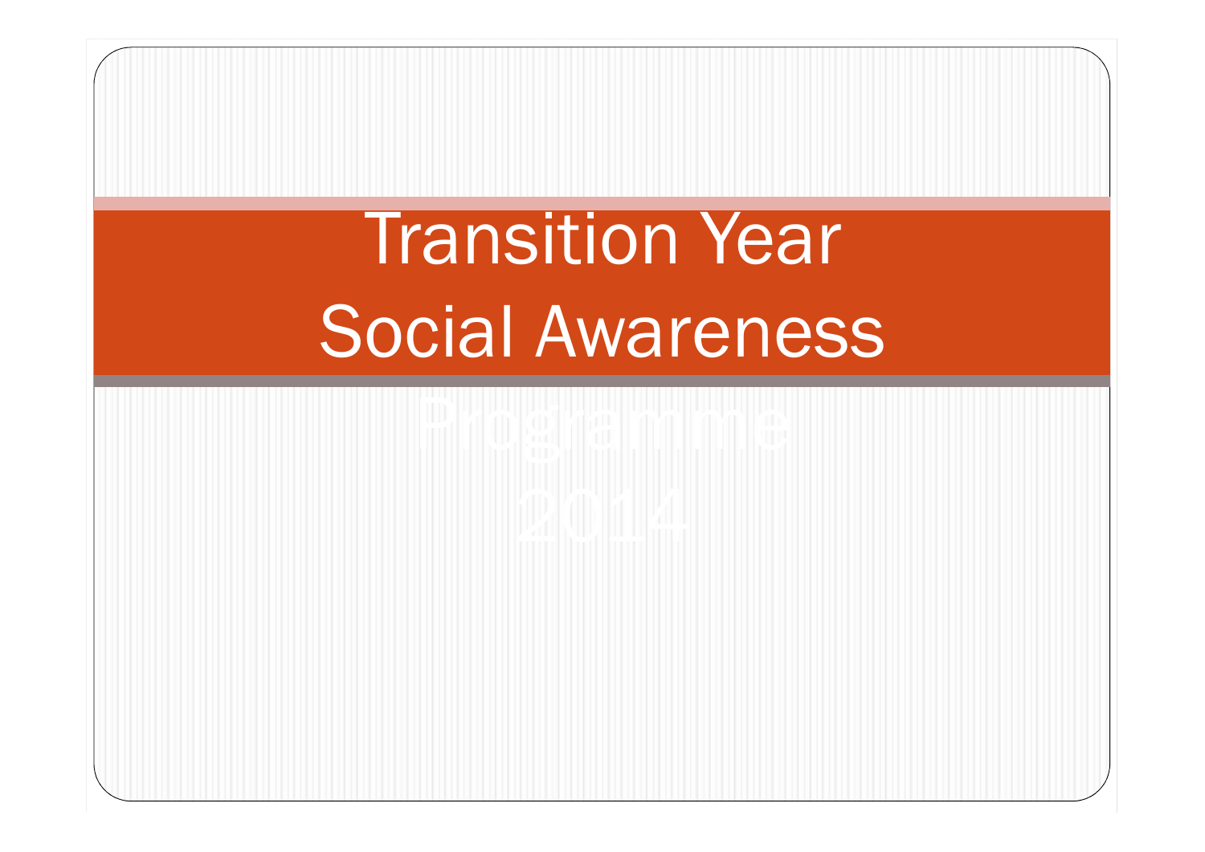# Transition Year Social Awareness Programme 2014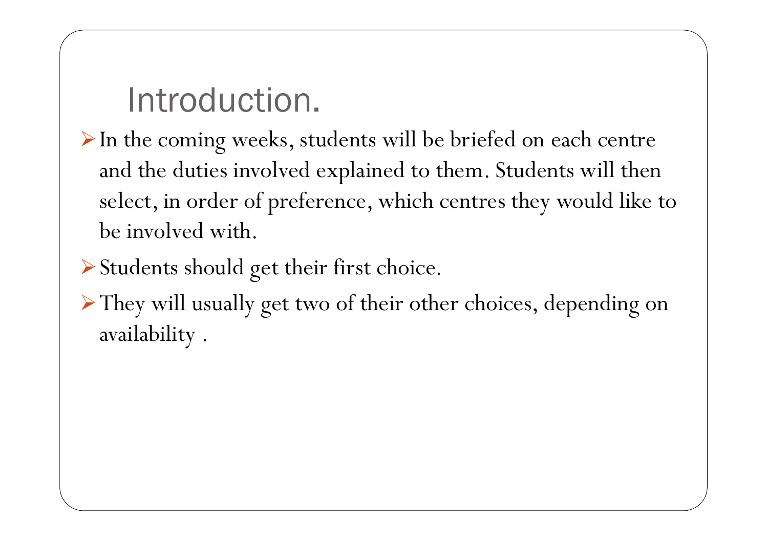# Introduction.

- In the coming weeks, students will be briefed on each centre and the duties involved explained to them. Students will then select, in order of preference, which centres they would like to be involved with.
- Students should get their first choice.
- They will usually get two of their other choices, depending on availability .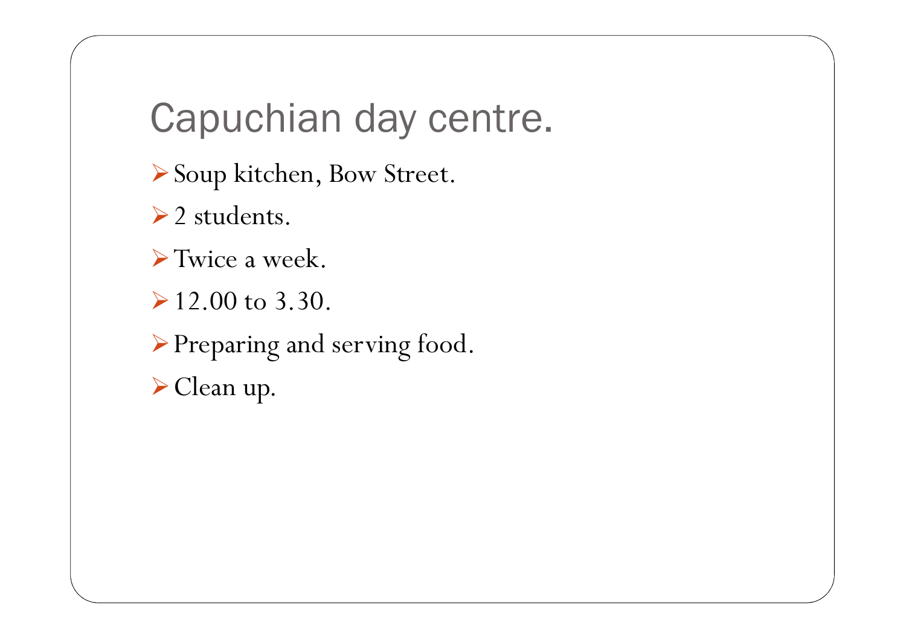# Capuchian day centre.

- Soup kitchen, Bow Street.
- 2 students.
- Twice a week.
- 12.00 to 3.30.
- Preparing and serving food.
- Clean up.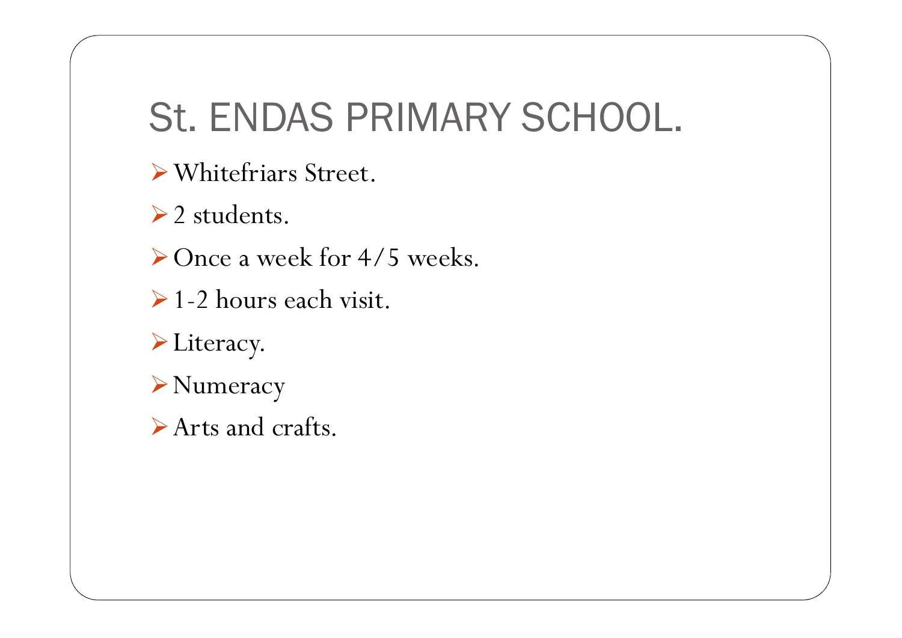# St. ENDAS PRIMARY SCHOOL.

- Whitefriars Street.
- 2 students.
- Once a week for 4/5 weeks.
- 1-2 hours each visit.
- Literacy.
- Numeracy
- Arts and crafts.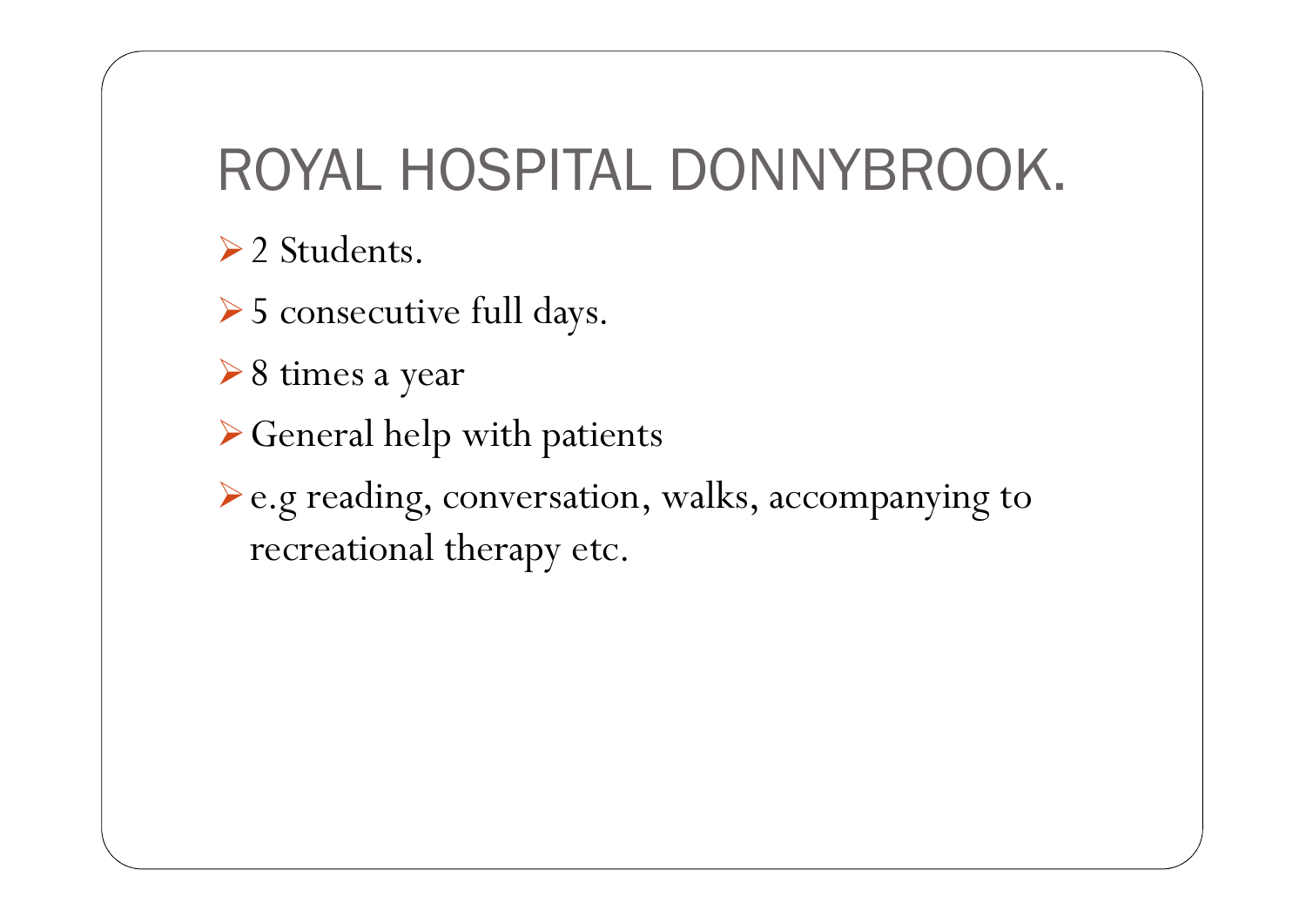# ROYAL HOSPITAL DONNYBROOK.

- 2 Students.
- 5 consecutive full days.
- 8 times a year
- General help with patients
- e.g reading, conversation, walks, accompanying to recreational therapy etc.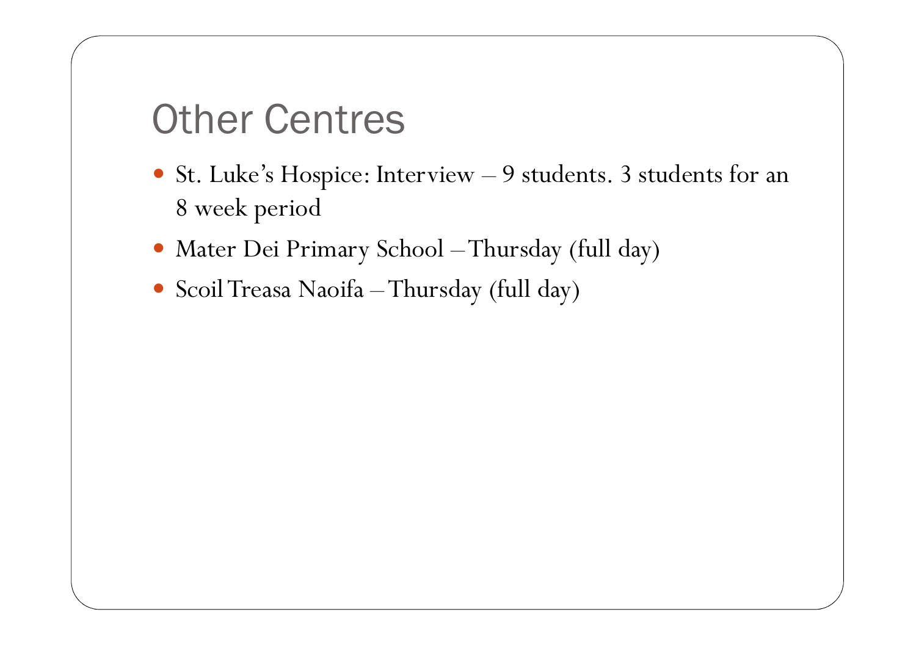# Other Centres

- St. Luke's Hospice: Interview – 9 students. 3 students for an 8 week period
- Mater Dei Primary School – Thursday (full day)
- Scoil Treasa Naoifa – Thursday (full day)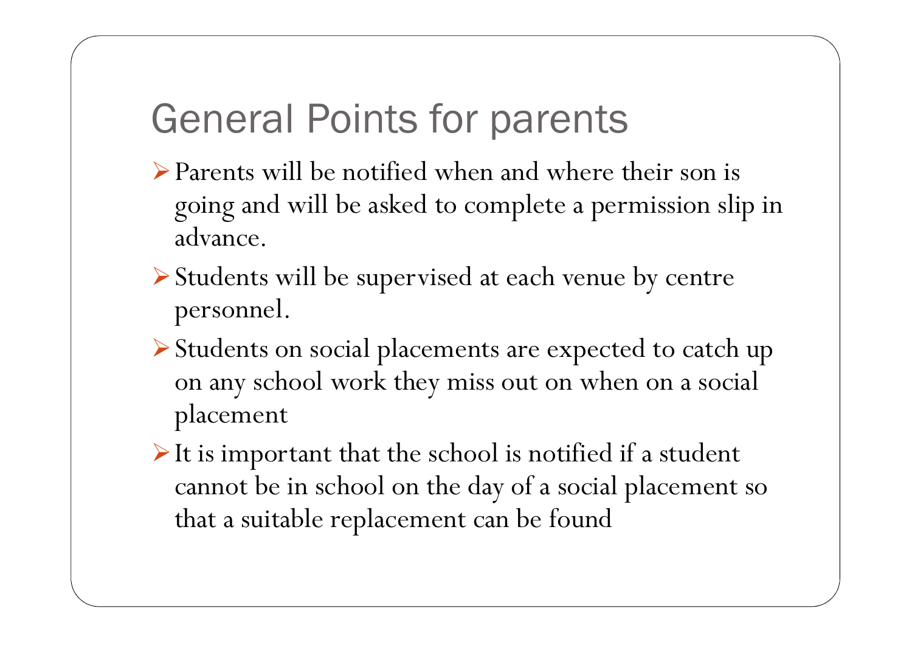# General Points for parents

- Parents will be notified when and where their son is going and will be asked to complete a permission slip in advance.
- Students will be supervised at each venue by centre personnel.
- Students on social placements are expected to catch up on any school work they miss out on when on a social placement
- It is important that the school is notified if a student cannot be in school on the day of a social placement so that a suitable replacement can be found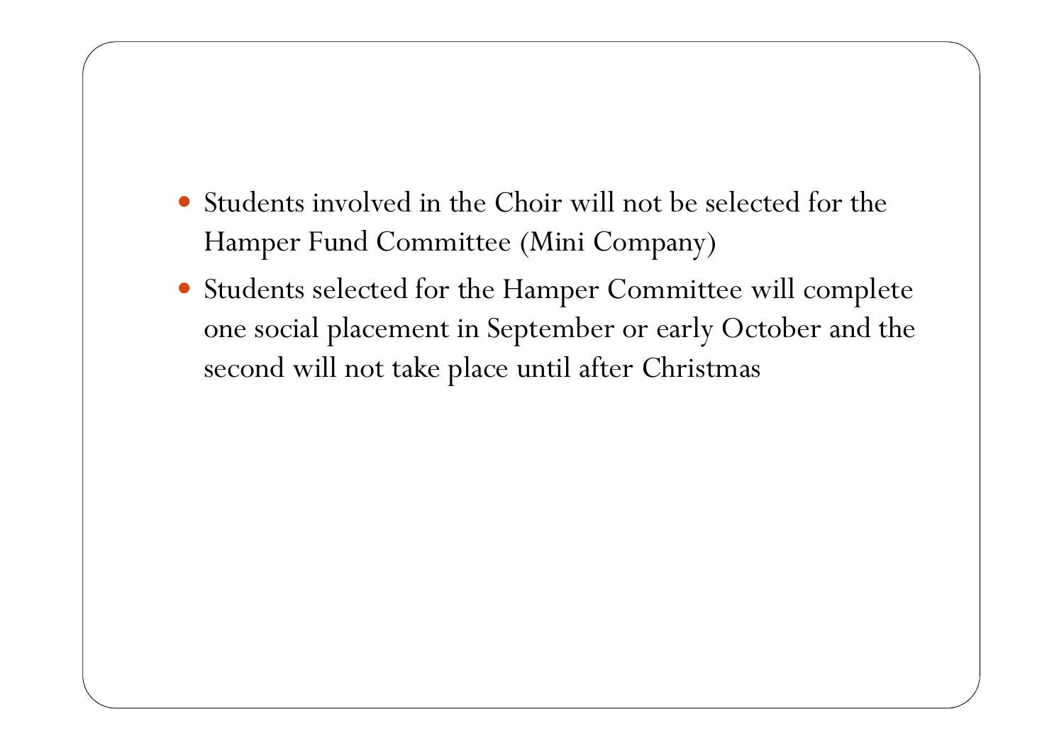- Students involved in the Choir will not be selected for the Hamper Fund Committee (Mini Company)
- Students selected for the Hamper Committee will complete one social placement in September or early October and the second will not take place until after Christmas